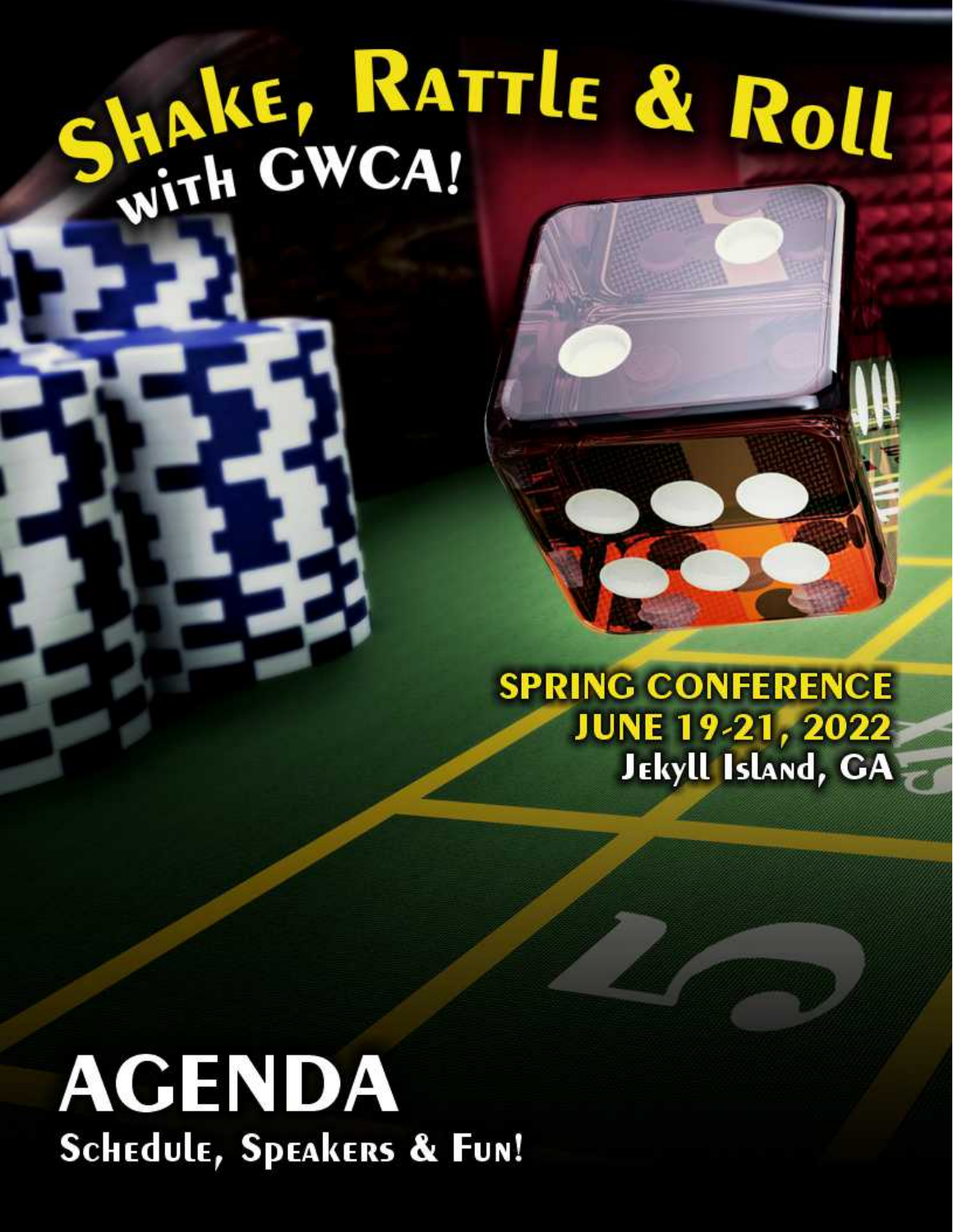# Shake, Rattle & Roll with GWCA!

**SPRING CONFERENCE**
**JUNE 19-21, 2022**
**Jekyll Island, GA**

# AGENDA

## Schedule, Speakers & Fun!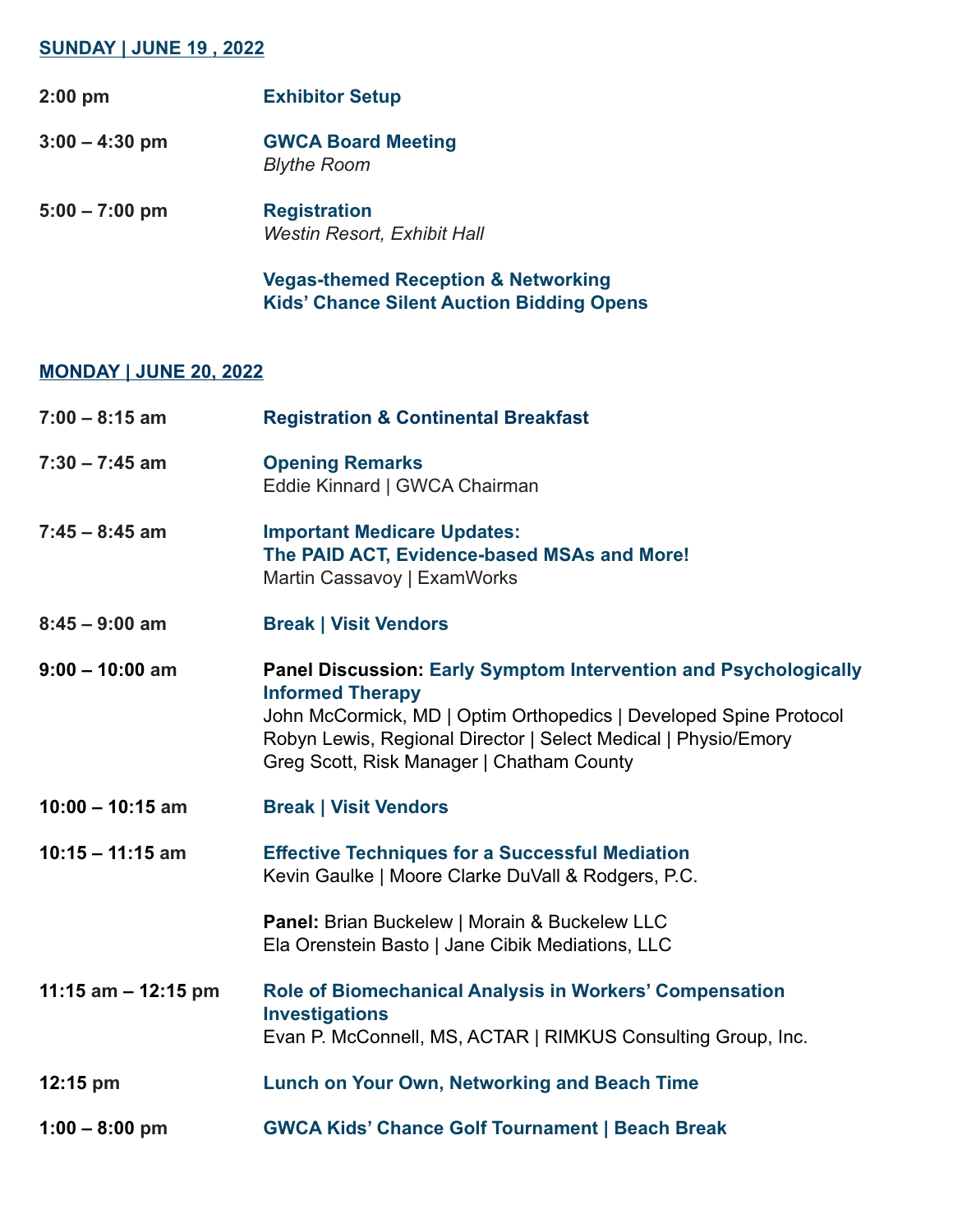**SUNDAY | JUNE 19 , 2022**

**2:00 pm** — **Exhibitor Setup**

**3:00 – 4:30 pm** — **GWCA Board Meeting**
*Blythe Room*

**5:00 – 7:00 pm** — **Registration**
*Westin Resort, Exhibit Hall*

**Vegas-themed Reception & Networking**
**Kids' Chance Silent Auction Bidding Opens**

**MONDAY | JUNE 20, 2022**

**7:00 – 8:15 am** — **Registration & Continental Breakfast**

**7:30 – 7:45 am** — **Opening Remarks**
Eddie Kinnard | GWCA Chairman

**7:45 – 8:45 am** — **Important Medicare Updates:**
**The PAID ACT, Evidence-based MSAs and More!**
Martin Cassavoy | ExamWorks

**8:45 – 9:00 am** — **Break | Visit Vendors**

**9:00 – 10:00 am** — **Panel Discussion: Early Symptom Intervention and Psychologically Informed Therapy**
John McCormick, MD | Optim Orthopedics | Developed Spine Protocol
Robyn Lewis, Regional Director | Select Medical | Physio/Emory
Greg Scott, Risk Manager | Chatham County

**10:00 – 10:15 am** — **Break | Visit Vendors**

**10:15 – 11:15 am** — **Effective Techniques for a Successful Mediation**
Kevin Gaulke | Moore Clarke DuVall & Rodgers, P.C.

**Panel:** Brian Buckelew | Morain & Buckelew LLC
Ela Orenstein Basto | Jane Cibik Mediations, LLC

**11:15 am – 12:15 pm** — **Role of Biomechanical Analysis in Workers' Compensation Investigations**
Evan P. McConnell, MS, ACTAR | RIMKUS Consulting Group, Inc.

**12:15 pm** — **Lunch on Your Own, Networking and Beach Time**

**1:00 – 8:00 pm** — **GWCA Kids' Chance Golf Tournament | Beach Break**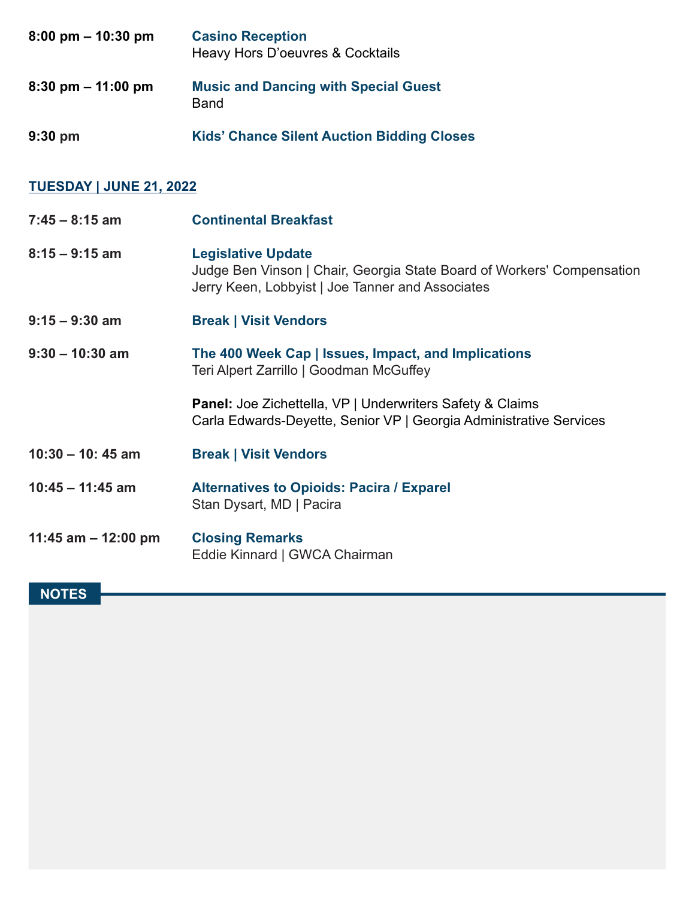**8:00 pm – 10:30 pm** **Casino Reception**
Heavy Hors D'oeuvres & Cocktails

**8:30 pm – 11:00 pm** **Music and Dancing with Special Guest**
Band

**9:30 pm** **Kids' Chance Silent Auction Bidding Closes**

## TUESDAY | JUNE 21, 2022

**7:45 – 8:15 am** **Continental Breakfast**

**8:15 – 9:15 am** **Legislative Update**
Judge Ben Vinson | Chair, Georgia State Board of Workers' Compensation
Jerry Keen, Lobbyist | Joe Tanner and Associates

**9:15 – 9:30 am** **Break | Visit Vendors**

**9:30 – 10:30 am** **The 400 Week Cap | Issues, Impact, and Implications**
Teri Alpert Zarrillo | Goodman McGuffey

**Panel:** Joe Zichettella, VP | Underwriters Safety & Claims
Carla Edwards-Deyette, Senior VP | Georgia Administrative Services

**10:30 – 10: 45 am** **Break | Visit Vendors**

**10:45 – 11:45 am** **Alternatives to Opioids: Pacira / Exparel**
Stan Dysart, MD | Pacira

**11:45 am – 12:00 pm** **Closing Remarks**
Eddie Kinnard | GWCA Chairman

**NOTES**